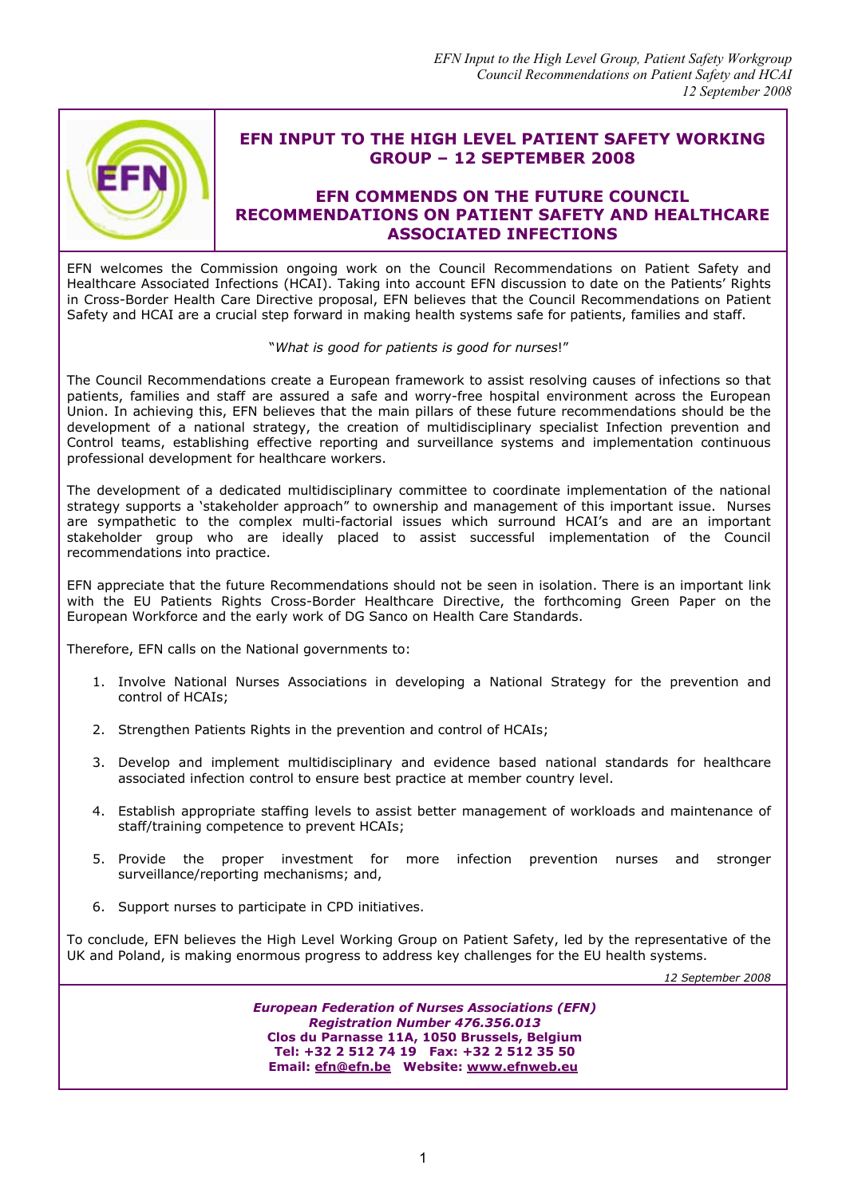# EFN INPUT TO THE HIGH LEVEL PATIENT SAFETY WORKING GROUP – 12 SEPTEMBER 2008

## EFN COMMENDS ON THE FUTURE COUNCIL RECOMMENDATIONS ON PATIENT SAFETY AND HEALTHCARE ASSOCIATED INFECTIONS

EFN welcomes the Commission ongoing work on the Council Recommendations on Patient Safety and Healthcare Associated Infections (HCAI). Taking into account EFN discussion to date on the Patients' Rights in Cross-Border Health Care Directive proposal, EFN believes that the Council Recommendations on Patient Safety and HCAI are a crucial step forward in making health systems safe for patients, families and staff.

"*What is good for patients is good for nurses*!"

The Council Recommendations create a European framework to assist resolving causes of infections so that patients, families and staff are assured a safe and worry-free hospital environment across the European Union. In achieving this, EFN believes that the main pillars of these future recommendations should be the development of a national strategy, the creation of multidisciplinary specialist Infection prevention and Control teams, establishing effective reporting and surveillance systems and implementation continuous professional development for healthcare workers.

The development of a dedicated multidisciplinary committee to coordinate implementation of the national strategy supports a 'stakeholder approach" to ownership and management of this important issue. Nurses are sympathetic to the complex multi-factorial issues which surround HCAI's and are an important stakeholder group who are ideally placed to assist successful implementation of the Council recommendations into practice.

EFN appreciate that the future Recommendations should not be seen in isolation. There is an important link with the EU Patients Rights Cross-Border Healthcare Directive, the forthcoming Green Paper on the European Workforce and the early work of DG Sanco on Health Care Standards.

Therefore, EFN calls on the National governments to:

1. Involve National Nurses Associations in developing a National Strategy for the prevention and control of HCAIs;
2. Strengthen Patients Rights in the prevention and control of HCAIs;
3. Develop and implement multidisciplinary and evidence based national standards for healthcare associated infection control to ensure best practice at member country level.
4. Establish appropriate staffing levels to assist better management of workloads and maintenance of staff/training competence to prevent HCAIs;
5. Provide the proper investment for more infection prevention nurses and stronger surveillance/reporting mechanisms; and,
6. Support nurses to participate in CPD initiatives.

To conclude, EFN believes the High Level Working Group on Patient Safety, led by the representative of the UK and Poland, is making enormous progress to address key challenges for the EU health systems.

*12 September 2008*

***European Federation of Nurses Associations (EFN)***
***Registration Number 476.356.013***
**Clos du Parnasse 11A, 1050 Brussels, Belgium**
**Tel: +32 2 512 74 19 Fax: +32 2 512 35 50**
**Email: efn@efn.be Website: www.efnweb.eu**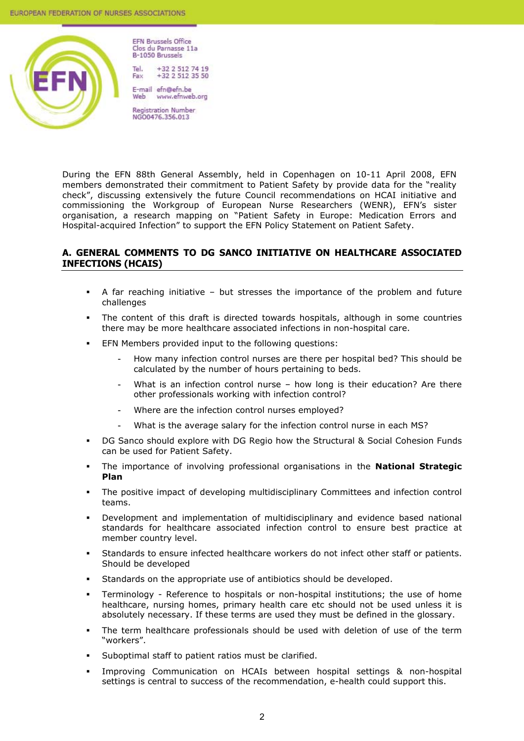EFN Brussels Office
Clos du Parnasse 11a
B-1050 Brussels

Tel. +32 2 512 74 19
Fax +32 2 512 35 50

E-mail efn@efn.be
Web www.efnweb.org

Registration Number
NGO0476.356.013

During the EFN 88th General Assembly, held in Copenhagen on 10-11 April 2008, EFN members demonstrated their commitment to Patient Safety by provide data for the "reality check", discussing extensively the future Council recommendations on HCAI initiative and commissioning the Workgroup of European Nurse Researchers (WENR), EFN's sister organisation, a research mapping on "Patient Safety in Europe: Medication Errors and Hospital-acquired Infection" to support the EFN Policy Statement on Patient Safety.

## A. GENERAL COMMENTS TO DG SANCO INITIATIVE ON HEALTHCARE ASSOCIATED INFECTIONS (HCAIS)

- A far reaching initiative – but stresses the importance of the problem and future challenges
- The content of this draft is directed towards hospitals, although in some countries there may be more healthcare associated infections in non-hospital care.
- EFN Members provided input to the following questions:
  - How many infection control nurses are there per hospital bed? This should be calculated by the number of hours pertaining to beds.
  - What is an infection control nurse – how long is their education? Are there other professionals working with infection control?
  - Where are the infection control nurses employed?
  - What is the average salary for the infection control nurse in each MS?
- DG Sanco should explore with DG Regio how the Structural & Social Cohesion Funds can be used for Patient Safety.
- The importance of involving professional organisations in the **National Strategic Plan**
- The positive impact of developing multidisciplinary Committees and infection control teams.
- Development and implementation of multidisciplinary and evidence based national standards for healthcare associated infection control to ensure best practice at member country level.
- Standards to ensure infected healthcare workers do not infect other staff or patients. Should be developed
- Standards on the appropriate use of antibiotics should be developed.
- Terminology - Reference to hospitals or non-hospital institutions; the use of home healthcare, nursing homes, primary health care etc should not be used unless it is absolutely necessary. If these terms are used they must be defined in the glossary.
- The term healthcare professionals should be used with deletion of use of the term "workers".
- Suboptimal staff to patient ratios must be clarified.
- Improving Communication on HCAIs between hospital settings & non-hospital settings is central to success of the recommendation, e-health could support this.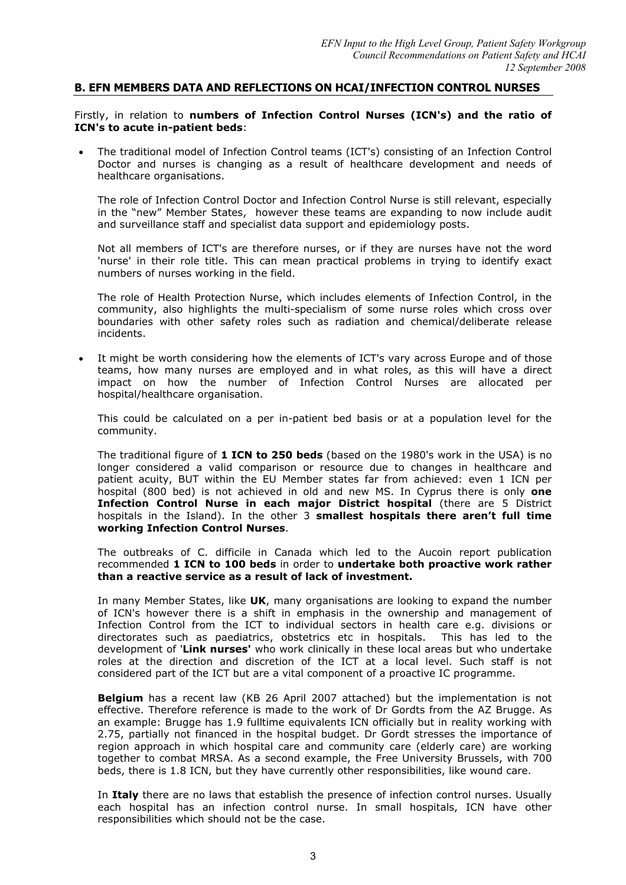## B. EFN MEMBERS DATA AND REFLECTIONS ON HCAI/INFECTION CONTROL NURSES

Firstly, in relation to **numbers of Infection Control Nurses (ICN's) and the ratio of ICN's to acute in-patient beds**:

- The traditional model of Infection Control teams (ICT's) consisting of an Infection Control Doctor and nurses is changing as a result of healthcare development and needs of healthcare organisations.

  The role of Infection Control Doctor and Infection Control Nurse is still relevant, especially in the "new" Member States, however these teams are expanding to now include audit and surveillance staff and specialist data support and epidemiology posts.

  Not all members of ICT's are therefore nurses, or if they are nurses have not the word 'nurse' in their role title. This can mean practical problems in trying to identify exact numbers of nurses working in the field.

  The role of Health Protection Nurse, which includes elements of Infection Control, in the community, also highlights the multi-specialism of some nurse roles which cross over boundaries with other safety roles such as radiation and chemical/deliberate release incidents.

- It might be worth considering how the elements of ICT's vary across Europe and of those teams, how many nurses are employed and in what roles, as this will have a direct impact on how the number of Infection Control Nurses are allocated per hospital/healthcare organisation.

  This could be calculated on a per in-patient bed basis or at a population level for the community.

  The traditional figure of **1 ICN to 250 beds** (based on the 1980's work in the USA) is no longer considered a valid comparison or resource due to changes in healthcare and patient acuity, BUT within the EU Member states far from achieved: even 1 ICN per hospital (800 bed) is not achieved in old and new MS. In Cyprus there is only **one Infection Control Nurse in each major District hospital** (there are 5 District hospitals in the Island). In the other 3 **smallest hospitals there aren't full time working Infection Control Nurses**.

  The outbreaks of C. difficile in Canada which led to the Aucoin report publication recommended **1 ICN to 100 beds** in order to **undertake both proactive work rather than a reactive service as a result of lack of investment.**

  In many Member States, like **UK**, many organisations are looking to expand the number of ICN's however there is a shift in emphasis in the ownership and management of Infection Control from the ICT to individual sectors in health care e.g. divisions or directorates such as paediatrics, obstetrics etc in hospitals. This has led to the development of '**Link nurses'** who work clinically in these local areas but who undertake roles at the direction and discretion of the ICT at a local level. Such staff is not considered part of the ICT but are a vital component of a proactive IC programme.

  **Belgium** has a recent law (KB 26 April 2007 attached) but the implementation is not effective. Therefore reference is made to the work of Dr Gordts from the AZ Brugge. As an example: Brugge has 1.9 fulltime equivalents ICN officially but in reality working with 2.75, partially not financed in the hospital budget. Dr Gordt stresses the importance of region approach in which hospital care and community care (elderly care) are working together to combat MRSA. As a second example, the Free University Brussels, with 700 beds, there is 1.8 ICN, but they have currently other responsibilities, like wound care.

  In **Italy** there are no laws that establish the presence of infection control nurses. Usually each hospital has an infection control nurse. In small hospitals, ICN have other responsibilities which should not be the case.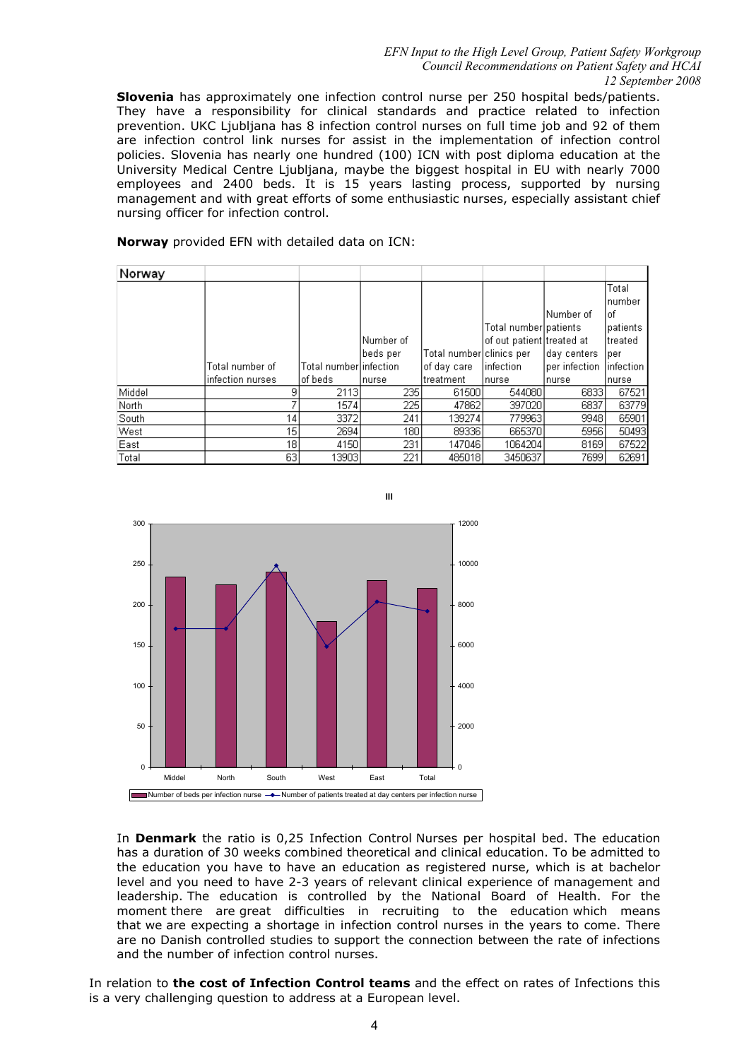**Slovenia** has approximately one infection control nurse per 250 hospital beds/patients. They have a responsibility for clinical standards and practice related to infection prevention. UKC Ljubljana has 8 infection control nurses on full time job and 92 of them are infection control link nurses for assist in the implementation of infection control policies. Slovenia has nearly one hundred (100) ICN with post diploma education at the University Medical Centre Ljubljana, maybe the biggest hospital in EU with nearly 7000 employees and 2400 beds. It is 15 years lasting process, supported by nursing management and with great efforts of some enthusiastic nurses, especially assistant chief nursing officer for infection control.

**Norway** provided EFN with detailed data on ICN:

| Norway | Total number of infection nurses | Total number of beds | Number of beds per infection nurse | Total number of day care treatment | Total number of out patient clinics per infection nurse | Number of patients treated at day centers per infection nurse | Total number of patients treated per infection nurse |
|---|---|---|---|---|---|---|---|
| Middel | 9 | 2113 | 235 | 61500 | 544080 | 6833 | 67521 |
| North | 7 | 1574 | 225 | 47862 | 397020 | 6837 | 63779 |
| South | 14 | 3372 | 241 | 139274 | 779963 | 9948 | 65901 |
| West | 15 | 2694 | 180 | 89336 | 665370 | 5956 | 50493 |
| East | 18 | 4150 | 231 | 147046 | 1064204 | 8169 | 67522 |
| Total | 63 | 13903 | 221 | 485018 | 3450637 | 7699 | 62691 |

In **Denmark** the ratio is 0,25 Infection Control Nurses per hospital bed. The education has a duration of 30 weeks combined theoretical and clinical education. To be admitted to the education you have to have an education as registered nurse, which is at bachelor level and you need to have 2-3 years of relevant clinical experience of management and leadership. The education is controlled by the National Board of Health. For the moment there are great difficulties in recruiting to the education which means that we are expecting a shortage in infection control nurses in the years to come. There are no Danish controlled studies to support the connection between the rate of infections and the number of infection control nurses.

In relation to **the cost of Infection Control teams** and the effect on rates of Infections this is a very challenging question to address at a European level.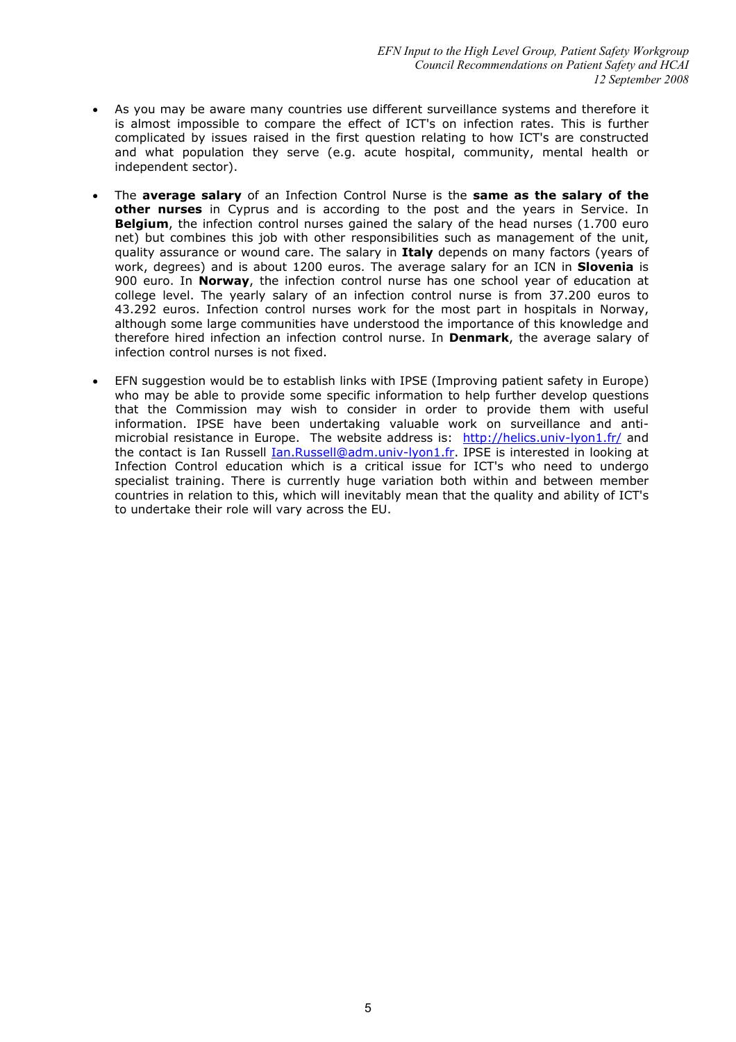- As you may be aware many countries use different surveillance systems and therefore it is almost impossible to compare the effect of ICT's on infection rates. This is further complicated by issues raised in the first question relating to how ICT's are constructed and what population they serve (e.g. acute hospital, community, mental health or independent sector).

- The **average salary** of an Infection Control Nurse is the **same as the salary of the other nurses** in Cyprus and is according to the post and the years in Service. In **Belgium**, the infection control nurses gained the salary of the head nurses (1.700 euro net) but combines this job with other responsibilities such as management of the unit, quality assurance or wound care. The salary in **Italy** depends on many factors (years of work, degrees) and is about 1200 euros. The average salary for an ICN in **Slovenia** is 900 euro. In **Norway**, the infection control nurse has one school year of education at college level. The yearly salary of an infection control nurse is from 37.200 euros to 43.292 euros. Infection control nurses work for the most part in hospitals in Norway, although some large communities have understood the importance of this knowledge and therefore hired infection an infection control nurse. In **Denmark**, the average salary of infection control nurses is not fixed.

- EFN suggestion would be to establish links with IPSE (Improving patient safety in Europe) who may be able to provide some specific information to help further develop questions that the Commission may wish to consider in order to provide them with useful information. IPSE have been undertaking valuable work on surveillance and anti-microbial resistance in Europe. The website address is: [http://helics.univ-lyon1.fr/](http://helics.univ-lyon1.fr/) and the contact is Ian Russell [Ian.Russell@adm.univ-lyon1.fr](mailto:Ian.Russell@adm.univ-lyon1.fr). IPSE is interested in looking at Infection Control education which is a critical issue for ICT's who need to undergo specialist training. There is currently huge variation both within and between member countries in relation to this, which will inevitably mean that the quality and ability of ICT's to undertake their role will vary across the EU.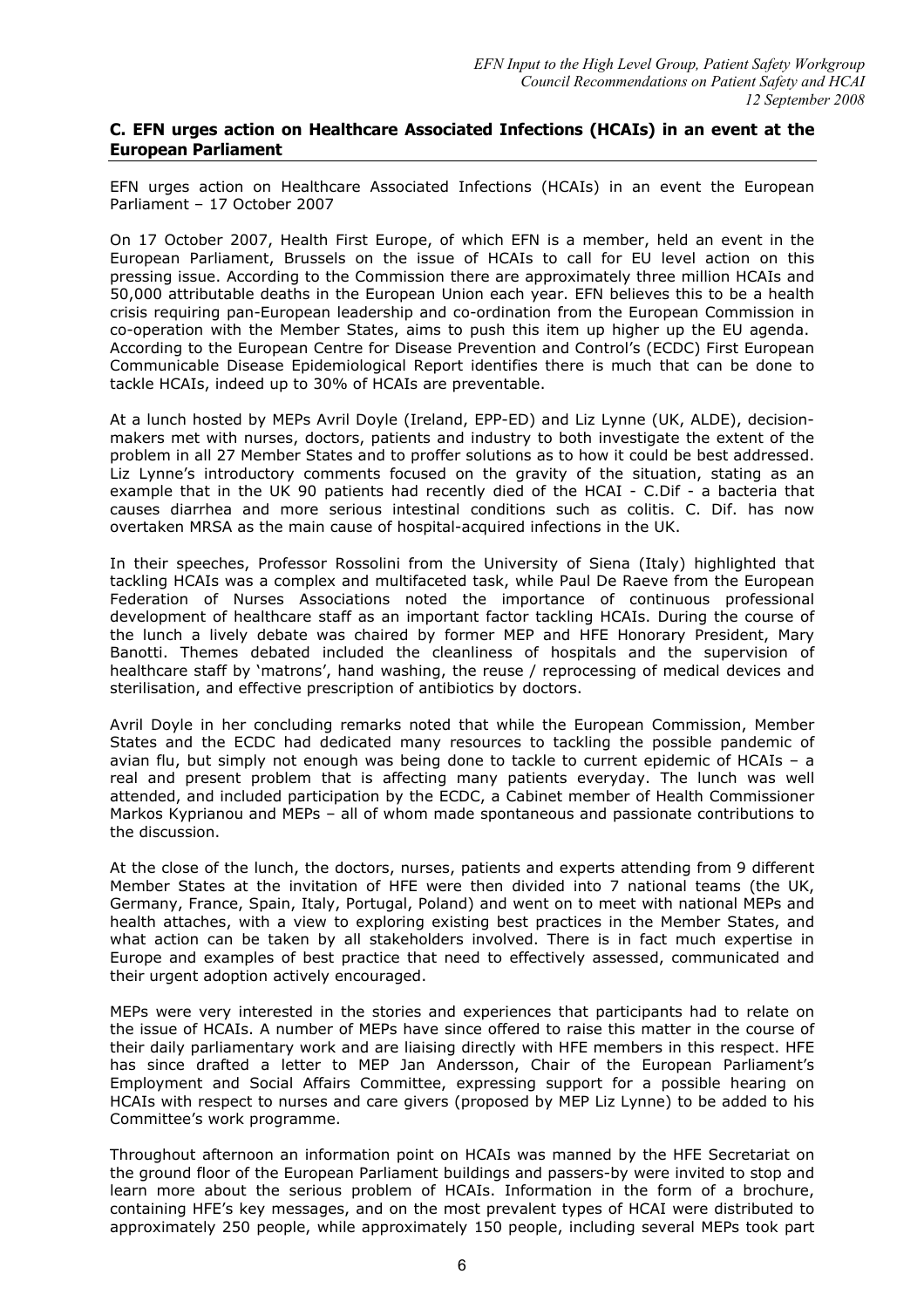## C. EFN urges action on Healthcare Associated Infections (HCAIs) in an event at the European Parliament

EFN urges action on Healthcare Associated Infections (HCAIs) in an event the European Parliament – 17 October 2007

On 17 October 2007, Health First Europe, of which EFN is a member, held an event in the European Parliament, Brussels on the issue of HCAIs to call for EU level action on this pressing issue. According to the Commission there are approximately three million HCAIs and 50,000 attributable deaths in the European Union each year. EFN believes this to be a health crisis requiring pan-European leadership and co-ordination from the European Commission in co-operation with the Member States, aims to push this item up higher up the EU agenda. According to the European Centre for Disease Prevention and Control's (ECDC) First European Communicable Disease Epidemiological Report identifies there is much that can be done to tackle HCAIs, indeed up to 30% of HCAIs are preventable.

At a lunch hosted by MEPs Avril Doyle (Ireland, EPP-ED) and Liz Lynne (UK, ALDE), decision-makers met with nurses, doctors, patients and industry to both investigate the extent of the problem in all 27 Member States and to proffer solutions as to how it could be best addressed. Liz Lynne's introductory comments focused on the gravity of the situation, stating as an example that in the UK 90 patients had recently died of the HCAI - C.Dif - a bacteria that causes diarrhea and more serious intestinal conditions such as colitis. C. Dif. has now overtaken MRSA as the main cause of hospital-acquired infections in the UK.

In their speeches, Professor Rossolini from the University of Siena (Italy) highlighted that tackling HCAIs was a complex and multifaceted task, while Paul De Raeve from the European Federation of Nurses Associations noted the importance of continuous professional development of healthcare staff as an important factor tackling HCAIs. During the course of the lunch a lively debate was chaired by former MEP and HFE Honorary President, Mary Banotti. Themes debated included the cleanliness of hospitals and the supervision of healthcare staff by 'matrons', hand washing, the reuse / reprocessing of medical devices and sterilisation, and effective prescription of antibiotics by doctors.

Avril Doyle in her concluding remarks noted that while the European Commission, Member States and the ECDC had dedicated many resources to tackling the possible pandemic of avian flu, but simply not enough was being done to tackle to current epidemic of HCAIs – a real and present problem that is affecting many patients everyday. The lunch was well attended, and included participation by the ECDC, a Cabinet member of Health Commissioner Markos Kyprianou and MEPs – all of whom made spontaneous and passionate contributions to the discussion.

At the close of the lunch, the doctors, nurses, patients and experts attending from 9 different Member States at the invitation of HFE were then divided into 7 national teams (the UK, Germany, France, Spain, Italy, Portugal, Poland) and went on to meet with national MEPs and health attaches, with a view to exploring existing best practices in the Member States, and what action can be taken by all stakeholders involved. There is in fact much expertise in Europe and examples of best practice that need to effectively assessed, communicated and their urgent adoption actively encouraged.

MEPs were very interested in the stories and experiences that participants had to relate on the issue of HCAIs. A number of MEPs have since offered to raise this matter in the course of their daily parliamentary work and are liaising directly with HFE members in this respect. HFE has since drafted a letter to MEP Jan Andersson, Chair of the European Parliament's Employment and Social Affairs Committee, expressing support for a possible hearing on HCAIs with respect to nurses and care givers (proposed by MEP Liz Lynne) to be added to his Committee's work programme.

Throughout afternoon an information point on HCAIs was manned by the HFE Secretariat on the ground floor of the European Parliament buildings and passers-by were invited to stop and learn more about the serious problem of HCAIs. Information in the form of a brochure, containing HFE's key messages, and on the most prevalent types of HCAI were distributed to approximately 250 people, while approximately 150 people, including several MEPs took part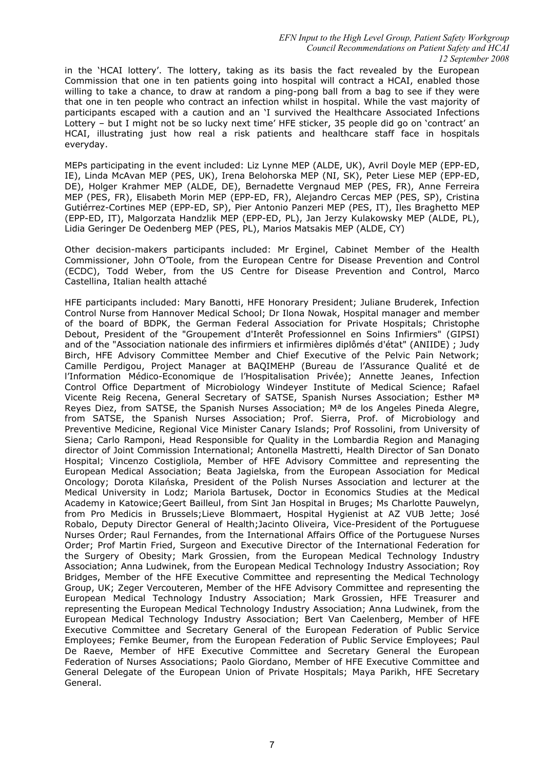in the 'HCAI lottery'. The lottery, taking as its basis the fact revealed by the European Commission that one in ten patients going into hospital will contract a HCAI, enabled those willing to take a chance, to draw at random a ping-pong ball from a bag to see if they were that one in ten people who contract an infection whilst in hospital. While the vast majority of participants escaped with a caution and an 'I survived the Healthcare Associated Infections Lottery – but I might not be so lucky next time' HFE sticker, 35 people did go on 'contract' an HCAI, illustrating just how real a risk patients and healthcare staff face in hospitals everyday.

MEPs participating in the event included: Liz Lynne MEP (ALDE, UK), Avril Doyle MEP (EPP-ED, IE), Linda McAvan MEP (PES, UK), Irena Belohorska MEP (NI, SK), Peter Liese MEP (EPP-ED, DE), Holger Krahmer MEP (ALDE, DE), Bernadette Vergnaud MEP (PES, FR), Anne Ferreira MEP (PES, FR), Elisabeth Morin MEP (EPP-ED, FR), Alejandro Cercas MEP (PES, SP), Cristina Gutiérrez-Cortines MEP (EPP-ED, SP), Pier Antonio Panzeri MEP (PES, IT), Iles Braghetto MEP (EPP-ED, IT), Malgorzata Handzlik MEP (EPP-ED, PL), Jan Jerzy Kulakowsky MEP (ALDE, PL), Lidia Geringer De Oedenberg MEP (PES, PL), Marios Matsakis MEP (ALDE, CY)

Other decision-makers participants included: Mr Erginel, Cabinet Member of the Health Commissioner, John O'Toole, from the European Centre for Disease Prevention and Control (ECDC), Todd Weber, from the US Centre for Disease Prevention and Control, Marco Castellina, Italian health attaché

HFE participants included: Mary Banotti, HFE Honorary President; Juliane Bruderek, Infection Control Nurse from Hannover Medical School; Dr Ilona Nowak, Hospital manager and member of the board of BDPK, the German Federal Association for Private Hospitals; Christophe Debout, President of the "Groupement d'Interêt Professionnel en Soins Infirmiers" (GIPSI) and of the "Association nationale des infirmiers et infirmières diplômés d'état" (ANIIDE) ; Judy Birch, HFE Advisory Committee Member and Chief Executive of the Pelvic Pain Network; Camille Perdigou, Project Manager at BAQIMEHP (Bureau de l'Assurance Qualité et de l'Information Médico-Economique de l'Hospitalisation Privée); Annette Jeanes, Infection Control Office Department of Microbiology Windeyer Institute of Medical Science; Rafael Vicente Reig Recena, General Secretary of SATSE, Spanish Nurses Association; Esther Mª Reyes Diez, from SATSE, the Spanish Nurses Association; Mª de los Angeles Pineda Alegre, from SATSE, the Spanish Nurses Association; Prof. Sierra, Prof. of Microbiology and Preventive Medicine, Regional Vice Minister Canary Islands; Prof Rossolini, from University of Siena; Carlo Ramponi, Head Responsible for Quality in the Lombardia Region and Managing director of Joint Commission International; Antonella Mastretti, Health Director of San Donato Hospital; Vincenzo Costigliola, Member of HFE Advisory Committee and representing the European Medical Association; Beata Jagielska, from the European Association for Medical Oncology; Dorota Kilańska, President of the Polish Nurses Association and lecturer at the Medical University in Lodz; Mariola Bartusek, Doctor in Economics Studies at the Medical Academy in Katowice;Geert Bailleul, from Sint Jan Hospital in Bruges; Ms Charlotte Pauwelyn, from Pro Medicis in Brussels;Lieve Blommaert, Hospital Hygienist at AZ VUB Jette; José Robalo, Deputy Director General of Health;Jacinto Oliveira, Vice-President of the Portuguese Nurses Order; Raul Fernandes, from the International Affairs Office of the Portuguese Nurses Order; Prof Martin Fried, Surgeon and Executive Director of the International Federation for the Surgery of Obesity; Mark Grossien, from the European Medical Technology Industry Association; Anna Ludwinek, from the European Medical Technology Industry Association; Roy Bridges, Member of the HFE Executive Committee and representing the Medical Technology Group, UK; Zeger Vercouteren, Member of the HFE Advisory Committee and representing the European Medical Technology Industry Association; Mark Grossien, HFE Treasurer and representing the European Medical Technology Industry Association; Anna Ludwinek, from the European Medical Technology Industry Association; Bert Van Caelenberg, Member of HFE Executive Committee and Secretary General of the European Federation of Public Service Employees; Femke Beumer, from the European Federation of Public Service Employees; Paul De Raeve, Member of HFE Executive Committee and Secretary General the European Federation of Nurses Associations; Paolo Giordano, Member of HFE Executive Committee and General Delegate of the European Union of Private Hospitals; Maya Parikh, HFE Secretary General.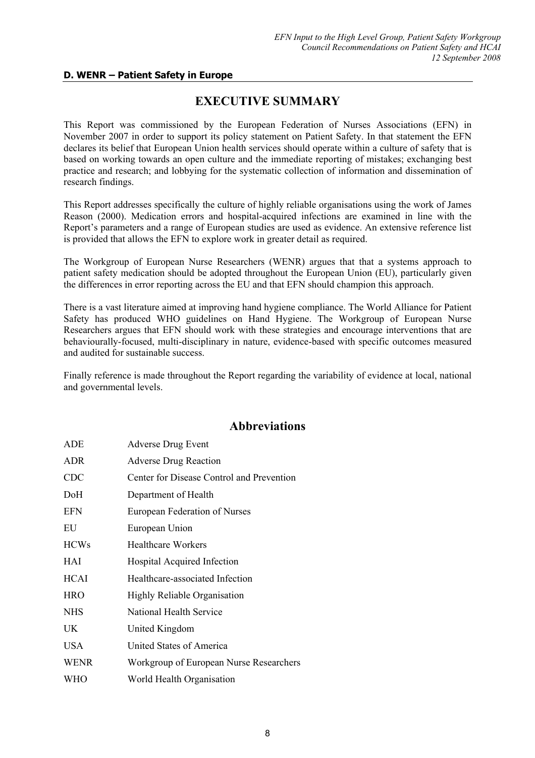**D. WENR – Patient Safety in Europe**

## EXECUTIVE SUMMARY

This Report was commissioned by the European Federation of Nurses Associations (EFN) in November 2007 in order to support its policy statement on Patient Safety. In that statement the EFN declares its belief that European Union health services should operate within a culture of safety that is based on working towards an open culture and the immediate reporting of mistakes; exchanging best practice and research; and lobbying for the systematic collection of information and dissemination of research findings.

This Report addresses specifically the culture of highly reliable organisations using the work of James Reason (2000). Medication errors and hospital-acquired infections are examined in line with the Report's parameters and a range of European studies are used as evidence. An extensive reference list is provided that allows the EFN to explore work in greater detail as required.

The Workgroup of European Nurse Researchers (WENR) argues that that a systems approach to patient safety medication should be adopted throughout the European Union (EU), particularly given the differences in error reporting across the EU and that EFN should champion this approach.

There is a vast literature aimed at improving hand hygiene compliance. The World Alliance for Patient Safety has produced WHO guidelines on Hand Hygiene. The Workgroup of European Nurse Researchers argues that EFN should work with these strategies and encourage interventions that are behaviourally-focused, multi-disciplinary in nature, evidence-based with specific outcomes measured and audited for sustainable success.

Finally reference is made throughout the Report regarding the variability of evidence at local, national and governmental levels.

## Abbreviations

| | |
|---|---|
| ADE | Adverse Drug Event |
| ADR | Adverse Drug Reaction |
| CDC | Center for Disease Control and Prevention |
| DoH | Department of Health |
| EFN | European Federation of Nurses |
| EU | European Union |
| HCWs | Healthcare Workers |
| HAI | Hospital Acquired Infection |
| HCAI | Healthcare-associated Infection |
| HRO | Highly Reliable Organisation |
| NHS | National Health Service |
| UK | United Kingdom |
| USA | United States of America |
| WENR | Workgroup of European Nurse Researchers |
| WHO | World Health Organisation |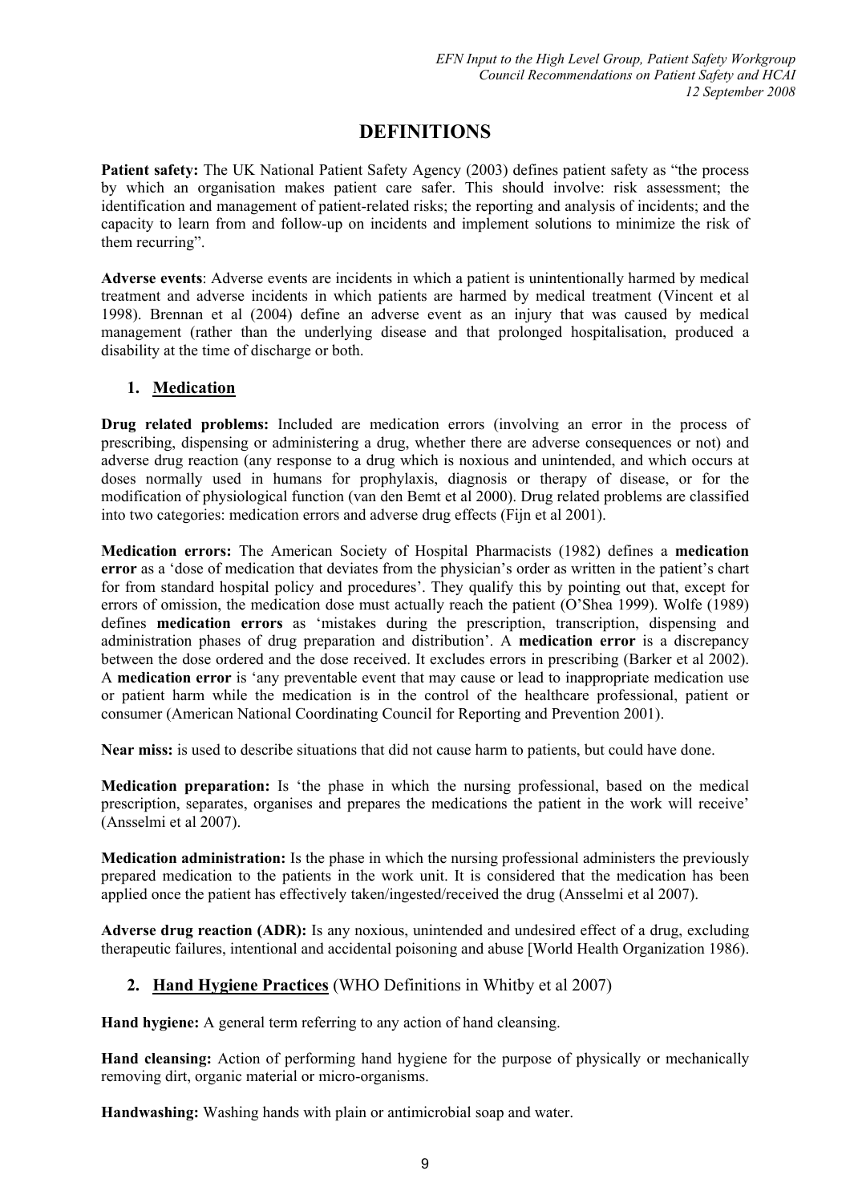# DEFINITIONS

**Patient safety:** The UK National Patient Safety Agency (2003) defines patient safety as "the process by which an organisation makes patient care safer. This should involve: risk assessment; the identification and management of patient-related risks; the reporting and analysis of incidents; and the capacity to learn from and follow-up on incidents and implement solutions to minimize the risk of them recurring".

**Adverse events**: Adverse events are incidents in which a patient is unintentionally harmed by medical treatment and adverse incidents in which patients are harmed by medical treatment (Vincent et al 1998). Brennan et al (2004) define an adverse event as an injury that was caused by medical management (rather than the underlying disease and that prolonged hospitalisation, produced a disability at the time of discharge or both.

## 1. Medication

**Drug related problems:** Included are medication errors (involving an error in the process of prescribing, dispensing or administering a drug, whether there are adverse consequences or not) and adverse drug reaction (any response to a drug which is noxious and unintended, and which occurs at doses normally used in humans for prophylaxis, diagnosis or therapy of disease, or for the modification of physiological function (van den Bemt et al 2000). Drug related problems are classified into two categories: medication errors and adverse drug effects (Fijn et al 2001).

**Medication errors:** The American Society of Hospital Pharmacists (1982) defines a **medication error** as a 'dose of medication that deviates from the physician's order as written in the patient's chart for from standard hospital policy and procedures'. They qualify this by pointing out that, except for errors of omission, the medication dose must actually reach the patient (O'Shea 1999). Wolfe (1989) defines **medication errors** as 'mistakes during the prescription, transcription, dispensing and administration phases of drug preparation and distribution'. A **medication error** is a discrepancy between the dose ordered and the dose received. It excludes errors in prescribing (Barker et al 2002). A **medication error** is 'any preventable event that may cause or lead to inappropriate medication use or patient harm while the medication is in the control of the healthcare professional, patient or consumer (American National Coordinating Council for Reporting and Prevention 2001).

**Near miss:** is used to describe situations that did not cause harm to patients, but could have done.

**Medication preparation:** Is 'the phase in which the nursing professional, based on the medical prescription, separates, organises and prepares the medications the patient in the work will receive' (Ansselmi et al 2007).

**Medication administration:** Is the phase in which the nursing professional administers the previously prepared medication to the patients in the work unit. It is considered that the medication has been applied once the patient has effectively taken/ingested/received the drug (Ansselmi et al 2007).

**Adverse drug reaction (ADR):** Is any noxious, unintended and undesired effect of a drug, excluding therapeutic failures, intentional and accidental poisoning and abuse [World Health Organization 1986).

## 2. Hand Hygiene Practices (WHO Definitions in Whitby et al 2007)

**Hand hygiene:** A general term referring to any action of hand cleansing.

**Hand cleansing:** Action of performing hand hygiene for the purpose of physically or mechanically removing dirt, organic material or micro-organisms.

**Handwashing:** Washing hands with plain or antimicrobial soap and water.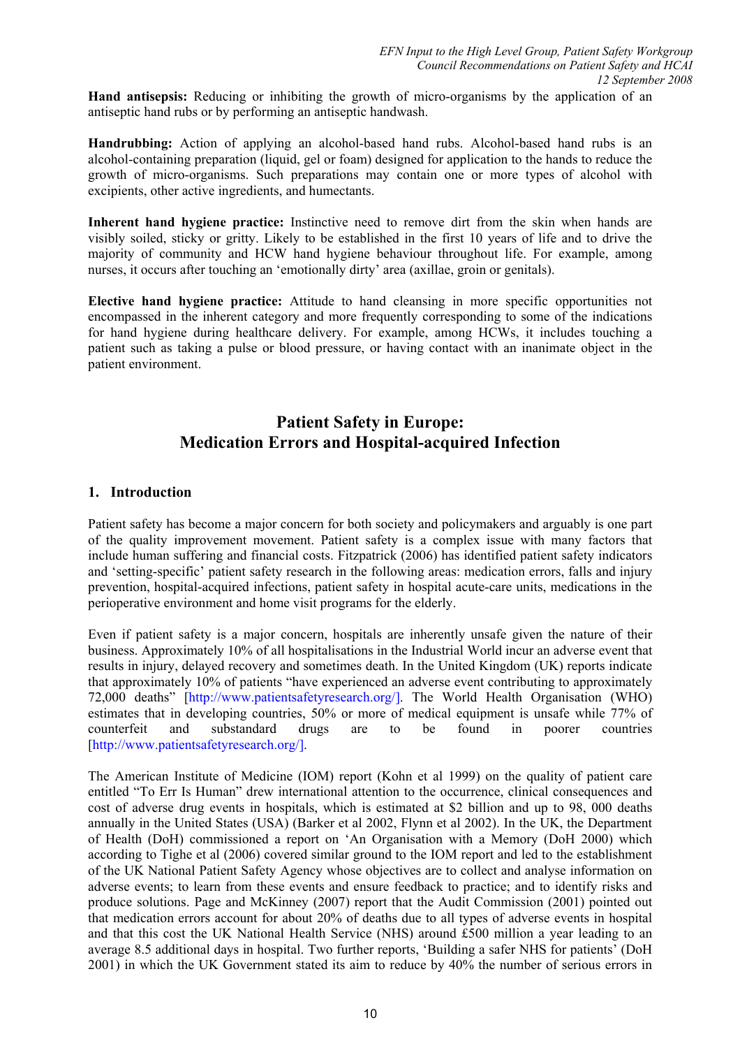**Hand antisepsis:** Reducing or inhibiting the growth of micro-organisms by the application of an antiseptic hand rubs or by performing an antiseptic handwash.

**Handrubbing:** Action of applying an alcohol-based hand rubs. Alcohol-based hand rubs is an alcohol-containing preparation (liquid, gel or foam) designed for application to the hands to reduce the growth of micro-organisms. Such preparations may contain one or more types of alcohol with excipients, other active ingredients, and humectants.

**Inherent hand hygiene practice:** Instinctive need to remove dirt from the skin when hands are visibly soiled, sticky or gritty. Likely to be established in the first 10 years of life and to drive the majority of community and HCW hand hygiene behaviour throughout life. For example, among nurses, it occurs after touching an 'emotionally dirty' area (axillae, groin or genitals).

**Elective hand hygiene practice:** Attitude to hand cleansing in more specific opportunities not encompassed in the inherent category and more frequently corresponding to some of the indications for hand hygiene during healthcare delivery. For example, among HCWs, it includes touching a patient such as taking a pulse or blood pressure, or having contact with an inanimate object in the patient environment.

# Patient Safety in Europe: Medication Errors and Hospital-acquired Infection

## 1. Introduction

Patient safety has become a major concern for both society and policymakers and arguably is one part of the quality improvement movement. Patient safety is a complex issue with many factors that include human suffering and financial costs. Fitzpatrick (2006) has identified patient safety indicators and 'setting-specific' patient safety research in the following areas: medication errors, falls and injury prevention, hospital-acquired infections, patient safety in hospital acute-care units, medications in the perioperative environment and home visit programs for the elderly.

Even if patient safety is a major concern, hospitals are inherently unsafe given the nature of their business. Approximately 10% of all hospitalisations in the Industrial World incur an adverse event that results in injury, delayed recovery and sometimes death. In the United Kingdom (UK) reports indicate that approximately 10% of patients "have experienced an adverse event contributing to approximately 72,000 deaths" [http://www.patientsafetyresearch.org/]. The World Health Organisation (WHO) estimates that in developing countries, 50% or more of medical equipment is unsafe while 77% of counterfeit and substandard drugs are to be found in poorer countries [http://www.patientsafetyresearch.org/].

The American Institute of Medicine (IOM) report (Kohn et al 1999) on the quality of patient care entitled "To Err Is Human" drew international attention to the occurrence, clinical consequences and cost of adverse drug events in hospitals, which is estimated at $2 billion and up to 98, 000 deaths annually in the United States (USA) (Barker et al 2002, Flynn et al 2002). In the UK, the Department of Health (DoH) commissioned a report on 'An Organisation with a Memory (DoH 2000) which according to Tighe et al (2006) covered similar ground to the IOM report and led to the establishment of the UK National Patient Safety Agency whose objectives are to collect and analyse information on adverse events; to learn from these events and ensure feedback to practice; and to identify risks and produce solutions. Page and McKinney (2007) report that the Audit Commission (2001) pointed out that medication errors account for about 20% of deaths due to all types of adverse events in hospital and that this cost the UK National Health Service (NHS) around £500 million a year leading to an average 8.5 additional days in hospital. Two further reports, 'Building a safer NHS for patients' (DoH 2001) in which the UK Government stated its aim to reduce by 40% the number of serious errors in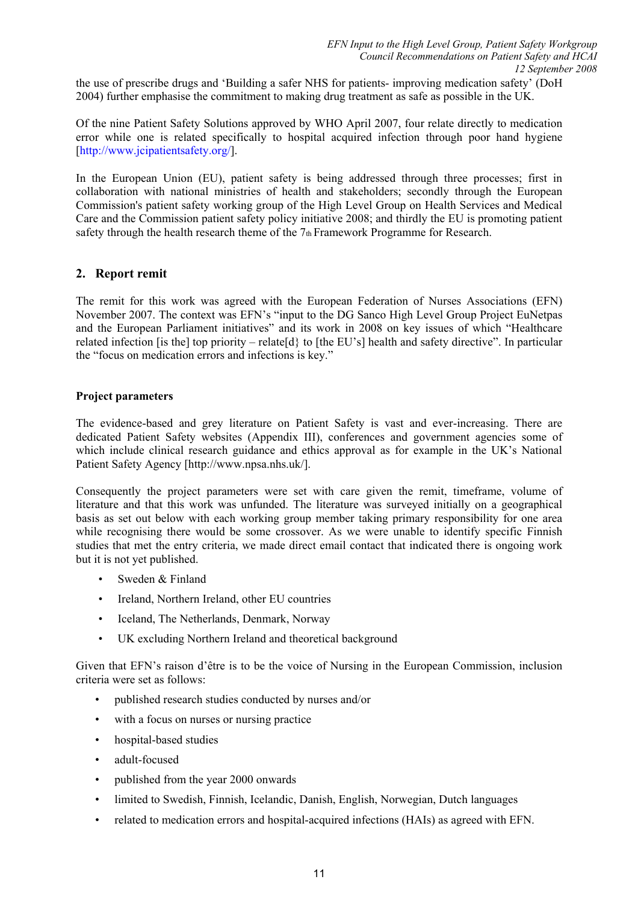the use of prescribe drugs and 'Building a safer NHS for patients- improving medication safety' (DoH 2004) further emphasise the commitment to making drug treatment as safe as possible in the UK.

Of the nine Patient Safety Solutions approved by WHO April 2007, four relate directly to medication error while one is related specifically to hospital acquired infection through poor hand hygiene [http://www.jcipatientsafety.org/].

In the European Union (EU), patient safety is being addressed through three processes; first in collaboration with national ministries of health and stakeholders; secondly through the European Commission's patient safety working group of the High Level Group on Health Services and Medical Care and the Commission patient safety policy initiative 2008; and thirdly the EU is promoting patient safety through the health research theme of the 7th Framework Programme for Research.

## 2. Report remit

The remit for this work was agreed with the European Federation of Nurses Associations (EFN) November 2007. The context was EFN's "input to the DG Sanco High Level Group Project EuNetpas and the European Parliament initiatives" and its work in 2008 on key issues of which "Healthcare related infection [is the] top priority – relate[d} to [the EU's] health and safety directive". In particular the "focus on medication errors and infections is key."

### Project parameters

The evidence-based and grey literature on Patient Safety is vast and ever-increasing. There are dedicated Patient Safety websites (Appendix III), conferences and government agencies some of which include clinical research guidance and ethics approval as for example in the UK's National Patient Safety Agency [http://www.npsa.nhs.uk/].

Consequently the project parameters were set with care given the remit, timeframe, volume of literature and that this work was unfunded. The literature was surveyed initially on a geographical basis as set out below with each working group member taking primary responsibility for one area while recognising there would be some crossover. As we were unable to identify specific Finnish studies that met the entry criteria, we made direct email contact that indicated there is ongoing work but it is not yet published.

- Sweden & Finland
- Ireland, Northern Ireland, other EU countries
- Iceland, The Netherlands, Denmark, Norway
- UK excluding Northern Ireland and theoretical background

Given that EFN's raison d'être is to be the voice of Nursing in the European Commission, inclusion criteria were set as follows:

- published research studies conducted by nurses and/or
- with a focus on nurses or nursing practice
- hospital-based studies
- adult-focused
- published from the year 2000 onwards
- limited to Swedish, Finnish, Icelandic, Danish, English, Norwegian, Dutch languages
- related to medication errors and hospital-acquired infections (HAIs) as agreed with EFN.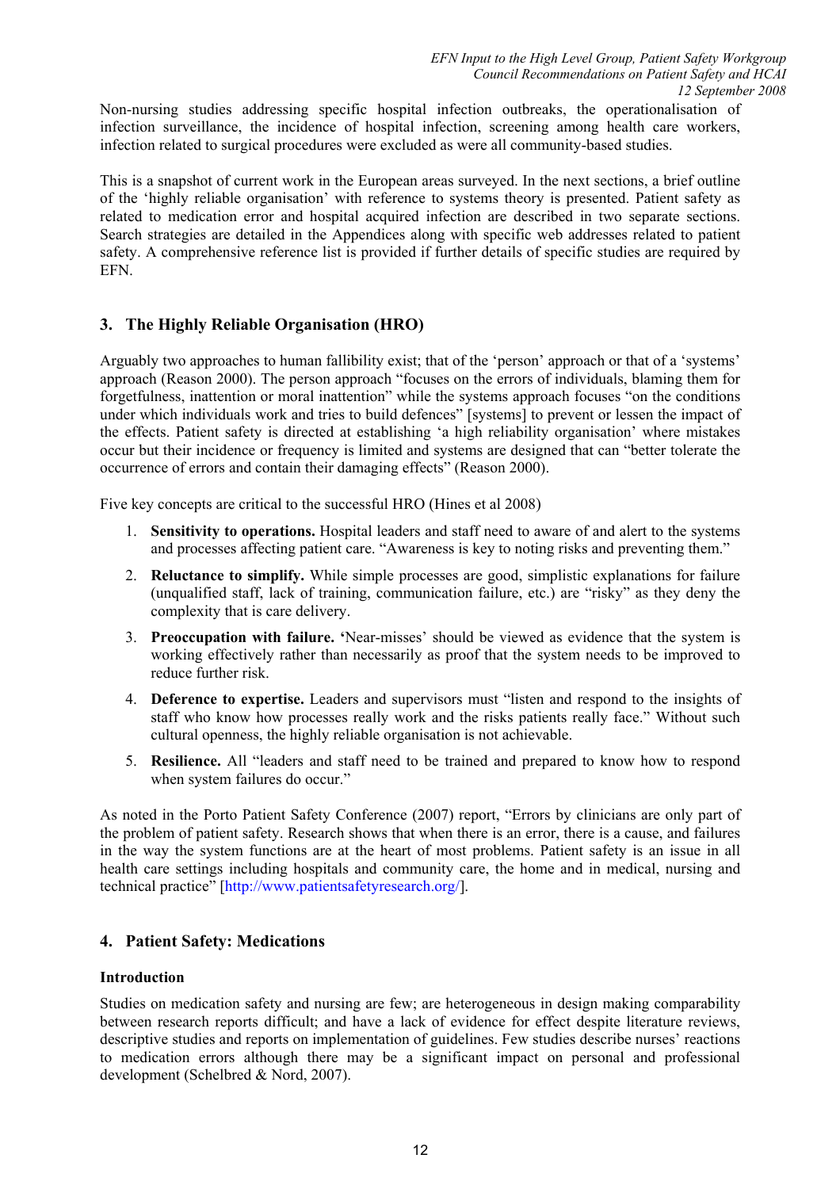Non-nursing studies addressing specific hospital infection outbreaks, the operationalisation of infection surveillance, the incidence of hospital infection, screening among health care workers, infection related to surgical procedures were excluded as were all community-based studies.

This is a snapshot of current work in the European areas surveyed. In the next sections, a brief outline of the 'highly reliable organisation' with reference to systems theory is presented. Patient safety as related to medication error and hospital acquired infection are described in two separate sections. Search strategies are detailed in the Appendices along with specific web addresses related to patient safety. A comprehensive reference list is provided if further details of specific studies are required by EFN.

## 3. The Highly Reliable Organisation (HRO)

Arguably two approaches to human fallibility exist; that of the 'person' approach or that of a 'systems' approach (Reason 2000). The person approach "focuses on the errors of individuals, blaming them for forgetfulness, inattention or moral inattention" while the systems approach focuses "on the conditions under which individuals work and tries to build defences" [systems] to prevent or lessen the impact of the effects. Patient safety is directed at establishing 'a high reliability organisation' where mistakes occur but their incidence or frequency is limited and systems are designed that can "better tolerate the occurrence of errors and contain their damaging effects" (Reason 2000).

Five key concepts are critical to the successful HRO (Hines et al 2008)

1. **Sensitivity to operations.** Hospital leaders and staff need to aware of and alert to the systems and processes affecting patient care. "Awareness is key to noting risks and preventing them."
2. **Reluctance to simplify.** While simple processes are good, simplistic explanations for failure (unqualified staff, lack of training, communication failure, etc.) are "risky" as they deny the complexity that is care delivery.
3. **Preoccupation with failure.** 'Near-misses' should be viewed as evidence that the system is working effectively rather than necessarily as proof that the system needs to be improved to reduce further risk.
4. **Deference to expertise.** Leaders and supervisors must "listen and respond to the insights of staff who know how processes really work and the risks patients really face." Without such cultural openness, the highly reliable organisation is not achievable.
5. **Resilience.** All "leaders and staff need to be trained and prepared to know how to respond when system failures do occur."

As noted in the Porto Patient Safety Conference (2007) report, "Errors by clinicians are only part of the problem of patient safety. Research shows that when there is an error, there is a cause, and failures in the way the system functions are at the heart of most problems. Patient safety is an issue in all health care settings including hospitals and community care, the home and in medical, nursing and technical practice" [http://www.patientsafetyresearch.org/].

## 4. Patient Safety: Medications

### Introduction

Studies on medication safety and nursing are few; are heterogeneous in design making comparability between research reports difficult; and have a lack of evidence for effect despite literature reviews, descriptive studies and reports on implementation of guidelines. Few studies describe nurses' reactions to medication errors although there may be a significant impact on personal and professional development (Schelbred & Nord, 2007).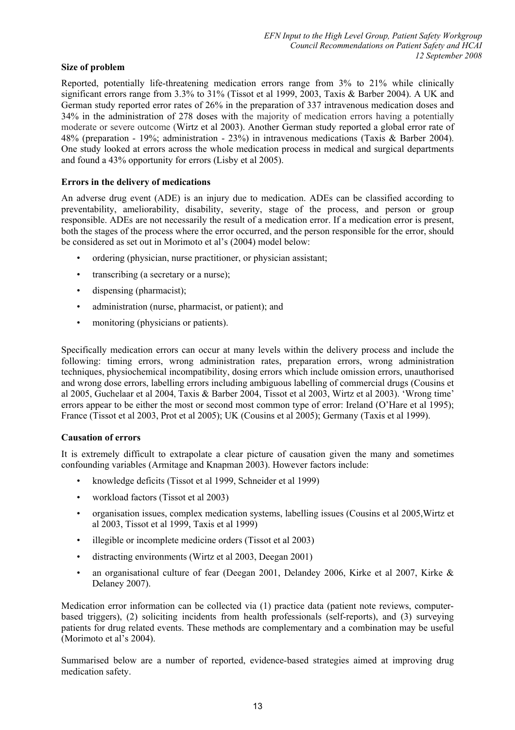**Size of problem**

Reported, potentially life-threatening medication errors range from 3% to 21% while clinically significant errors range from 3.3% to 31% (Tissot et al 1999, 2003, Taxis & Barber 2004). A UK and German study reported error rates of 26% in the preparation of 337 intravenous medication doses and 34% in the administration of 278 doses with the majority of medication errors having a potentially moderate or severe outcome (Wirtz et al 2003). Another German study reported a global error rate of 48% (preparation - 19%; administration - 23%) in intravenous medications (Taxis & Barber 2004). One study looked at errors across the whole medication process in medical and surgical departments and found a 43% opportunity for errors (Lisby et al 2005).

**Errors in the delivery of medications**

An adverse drug event (ADE) is an injury due to medication. ADEs can be classified according to preventability, ameliorability, disability, severity, stage of the process, and person or group responsible. ADEs are not necessarily the result of a medication error. If a medication error is present, both the stages of the process where the error occurred, and the person responsible for the error, should be considered as set out in Morimoto et al's (2004) model below:

- ordering (physician, nurse practitioner, or physician assistant;
- transcribing (a secretary or a nurse);
- dispensing (pharmacist);
- administration (nurse, pharmacist, or patient); and
- monitoring (physicians or patients).

Specifically medication errors can occur at many levels within the delivery process and include the following: timing errors, wrong administration rates, preparation errors, wrong administration techniques, physiochemical incompatibility, dosing errors which include omission errors, unauthorised and wrong dose errors, labelling errors including ambiguous labelling of commercial drugs (Cousins et al 2005, Guchelaar et al 2004, Taxis & Barber 2004, Tissot et al 2003, Wirtz et al 2003). 'Wrong time' errors appear to be either the most or second most common type of error: Ireland (O'Hare et al 1995); France (Tissot et al 2003, Prot et al 2005); UK (Cousins et al 2005); Germany (Taxis et al 1999).

**Causation of errors**

It is extremely difficult to extrapolate a clear picture of causation given the many and sometimes confounding variables (Armitage and Knapman 2003). However factors include:

- knowledge deficits (Tissot et al 1999, Schneider et al 1999)
- workload factors (Tissot et al 2003)
- organisation issues, complex medication systems, labelling issues (Cousins et al 2005,Wirtz et al 2003, Tissot et al 1999, Taxis et al 1999)
- illegible or incomplete medicine orders (Tissot et al 2003)
- distracting environments (Wirtz et al 2003, Deegan 2001)
- an organisational culture of fear (Deegan 2001, Delandey 2006, Kirke et al 2007, Kirke & Delaney 2007).

Medication error information can be collected via (1) practice data (patient note reviews, computer-based triggers), (2) soliciting incidents from health professionals (self-reports), and (3) surveying patients for drug related events. These methods are complementary and a combination may be useful (Morimoto et al's 2004).

Summarised below are a number of reported, evidence-based strategies aimed at improving drug medication safety.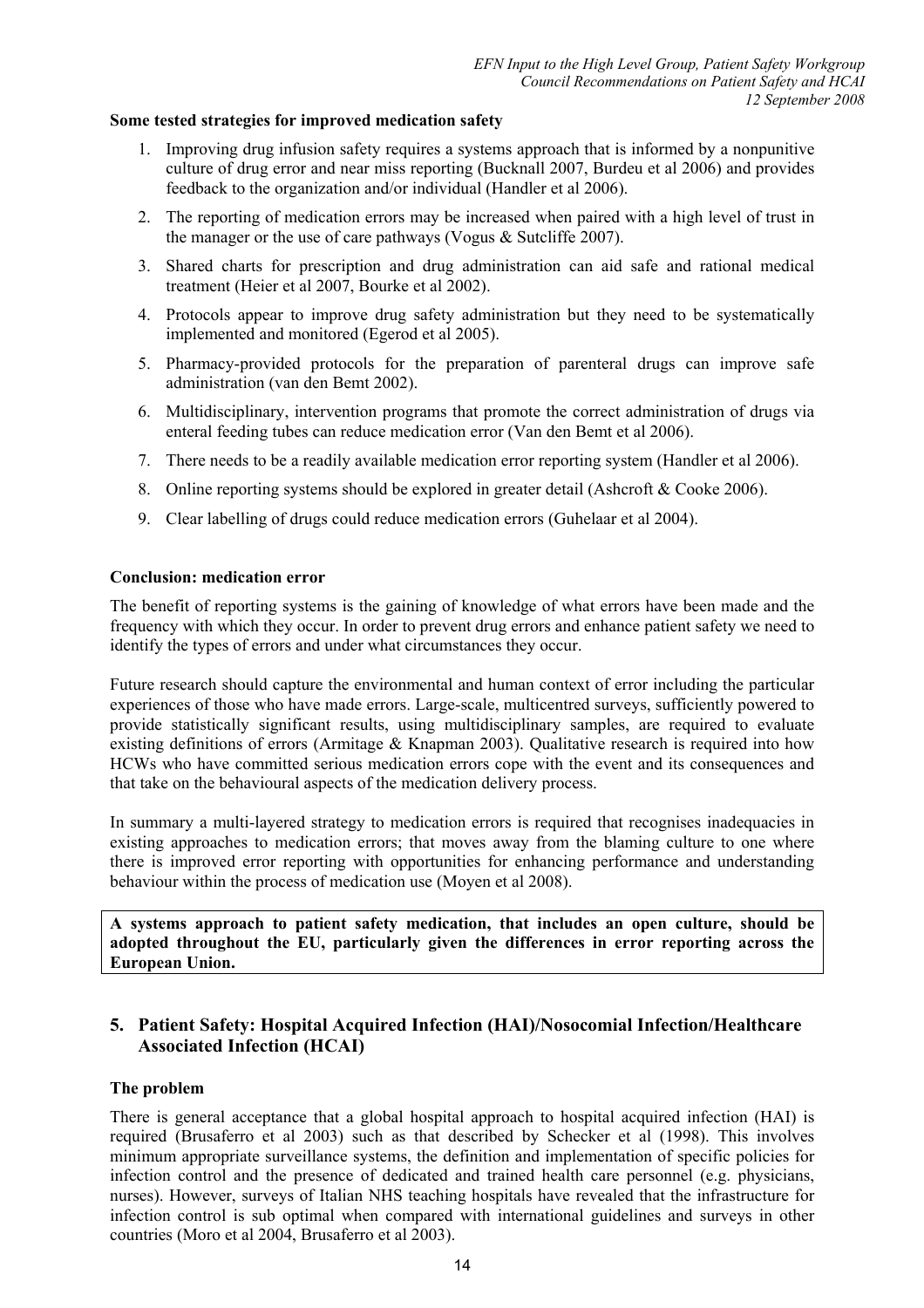**Some tested strategies for improved medication safety**

1. Improving drug infusion safety requires a systems approach that is informed by a nonpunitive culture of drug error and near miss reporting (Bucknall 2007, Burdeu et al 2006) and provides feedback to the organization and/or individual (Handler et al 2006).
2. The reporting of medication errors may be increased when paired with a high level of trust in the manager or the use of care pathways (Vogus & Sutcliffe 2007).
3. Shared charts for prescription and drug administration can aid safe and rational medical treatment (Heier et al 2007, Bourke et al 2002).
4. Protocols appear to improve drug safety administration but they need to be systematically implemented and monitored (Egerod et al 2005).
5. Pharmacy-provided protocols for the preparation of parenteral drugs can improve safe administration (van den Bemt 2002).
6. Multidisciplinary, intervention programs that promote the correct administration of drugs via enteral feeding tubes can reduce medication error (Van den Bemt et al 2006).
7. There needs to be a readily available medication error reporting system (Handler et al 2006).
8. Online reporting systems should be explored in greater detail (Ashcroft & Cooke 2006).
9. Clear labelling of drugs could reduce medication errors (Guhelaar et al 2004).

**Conclusion: medication error**

The benefit of reporting systems is the gaining of knowledge of what errors have been made and the frequency with which they occur. In order to prevent drug errors and enhance patient safety we need to identify the types of errors and under what circumstances they occur.

Future research should capture the environmental and human context of error including the particular experiences of those who have made errors. Large-scale, multicentred surveys, sufficiently powered to provide statistically significant results, using multidisciplinary samples, are required to evaluate existing definitions of errors (Armitage & Knapman 2003). Qualitative research is required into how HCWs who have committed serious medication errors cope with the event and its consequences and that take on the behavioural aspects of the medication delivery process.

In summary a multi-layered strategy to medication errors is required that recognises inadequacies in existing approaches to medication errors; that moves away from the blaming culture to one where there is improved error reporting with opportunities for enhancing performance and understanding behaviour within the process of medication use (Moyen et al 2008).

**A systems approach to patient safety medication, that includes an open culture, should be adopted throughout the EU, particularly given the differences in error reporting across the European Union.**

## 5. Patient Safety: Hospital Acquired Infection (HAI)/Nosocomial Infection/Healthcare Associated Infection (HCAI)

**The problem**

There is general acceptance that a global hospital approach to hospital acquired infection (HAI) is required (Brusaferro et al 2003) such as that described by Schecker et al (1998). This involves minimum appropriate surveillance systems, the definition and implementation of specific policies for infection control and the presence of dedicated and trained health care personnel (e.g. physicians, nurses). However, surveys of Italian NHS teaching hospitals have revealed that the infrastructure for infection control is sub optimal when compared with international guidelines and surveys in other countries (Moro et al 2004, Brusaferro et al 2003).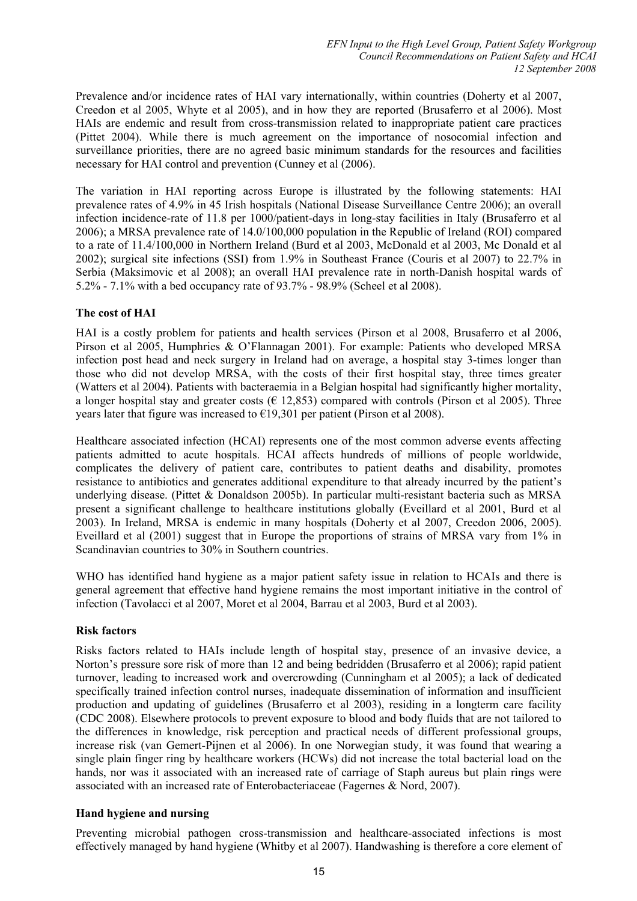Prevalence and/or incidence rates of HAI vary internationally, within countries (Doherty et al 2007, Creedon et al 2005, Whyte et al 2005), and in how they are reported (Brusaferro et al 2006). Most HAIs are endemic and result from cross-transmission related to inappropriate patient care practices (Pittet 2004). While there is much agreement on the importance of nosocomial infection and surveillance priorities, there are no agreed basic minimum standards for the resources and facilities necessary for HAI control and prevention (Cunney et al (2006).

The variation in HAI reporting across Europe is illustrated by the following statements: HAI prevalence rates of 4.9% in 45 Irish hospitals (National Disease Surveillance Centre 2006); an overall infection incidence-rate of 11.8 per 1000/patient-days in long-stay facilities in Italy (Brusaferro et al 2006); a MRSA prevalence rate of 14.0/100,000 population in the Republic of Ireland (ROI) compared to a rate of 11.4/100,000 in Northern Ireland (Burd et al 2003, McDonald et al 2003, Mc Donald et al 2002); surgical site infections (SSI) from 1.9% in Southeast France (Couris et al 2007) to 22.7% in Serbia (Maksimovic et al 2008); an overall HAI prevalence rate in north-Danish hospital wards of 5.2% - 7.1% with a bed occupancy rate of 93.7% - 98.9% (Scheel et al 2008).

**The cost of HAI**

HAI is a costly problem for patients and health services (Pirson et al 2008, Brusaferro et al 2006, Pirson et al 2005, Humphries & O'Flannagan 2001). For example: Patients who developed MRSA infection post head and neck surgery in Ireland had on average, a hospital stay 3-times longer than those who did not develop MRSA, with the costs of their first hospital stay, three times greater (Watters et al 2004). Patients with bacteraemia in a Belgian hospital had significantly higher mortality, a longer hospital stay and greater costs (€ 12,853) compared with controls (Pirson et al 2005). Three years later that figure was increased to €19,301 per patient (Pirson et al 2008).

Healthcare associated infection (HCAI) represents one of the most common adverse events affecting patients admitted to acute hospitals. HCAI affects hundreds of millions of people worldwide, complicates the delivery of patient care, contributes to patient deaths and disability, promotes resistance to antibiotics and generates additional expenditure to that already incurred by the patient's underlying disease. (Pittet & Donaldson 2005b). In particular multi-resistant bacteria such as MRSA present a significant challenge to healthcare institutions globally (Eveillard et al 2001, Burd et al 2003). In Ireland, MRSA is endemic in many hospitals (Doherty et al 2007, Creedon 2006, 2005). Eveillard et al (2001) suggest that in Europe the proportions of strains of MRSA vary from 1% in Scandinavian countries to 30% in Southern countries.

WHO has identified hand hygiene as a major patient safety issue in relation to HCAIs and there is general agreement that effective hand hygiene remains the most important initiative in the control of infection (Tavolacci et al 2007, Moret et al 2004, Barrau et al 2003, Burd et al 2003).

**Risk factors**

Risks factors related to HAIs include length of hospital stay, presence of an invasive device, a Norton's pressure sore risk of more than 12 and being bedridden (Brusaferro et al 2006); rapid patient turnover, leading to increased work and overcrowding (Cunningham et al 2005); a lack of dedicated specifically trained infection control nurses, inadequate dissemination of information and insufficient production and updating of guidelines (Brusaferro et al 2003), residing in a longterm care facility (CDC 2008). Elsewhere protocols to prevent exposure to blood and body fluids that are not tailored to the differences in knowledge, risk perception and practical needs of different professional groups, increase risk (van Gemert-Pijnen et al 2006). In one Norwegian study, it was found that wearing a single plain finger ring by healthcare workers (HCWs) did not increase the total bacterial load on the hands, nor was it associated with an increased rate of carriage of Staph aureus but plain rings were associated with an increased rate of Enterobacteriaceae (Fagernes & Nord, 2007).

**Hand hygiene and nursing**

Preventing microbial pathogen cross-transmission and healthcare-associated infections is most effectively managed by hand hygiene (Whitby et al 2007). Handwashing is therefore a core element of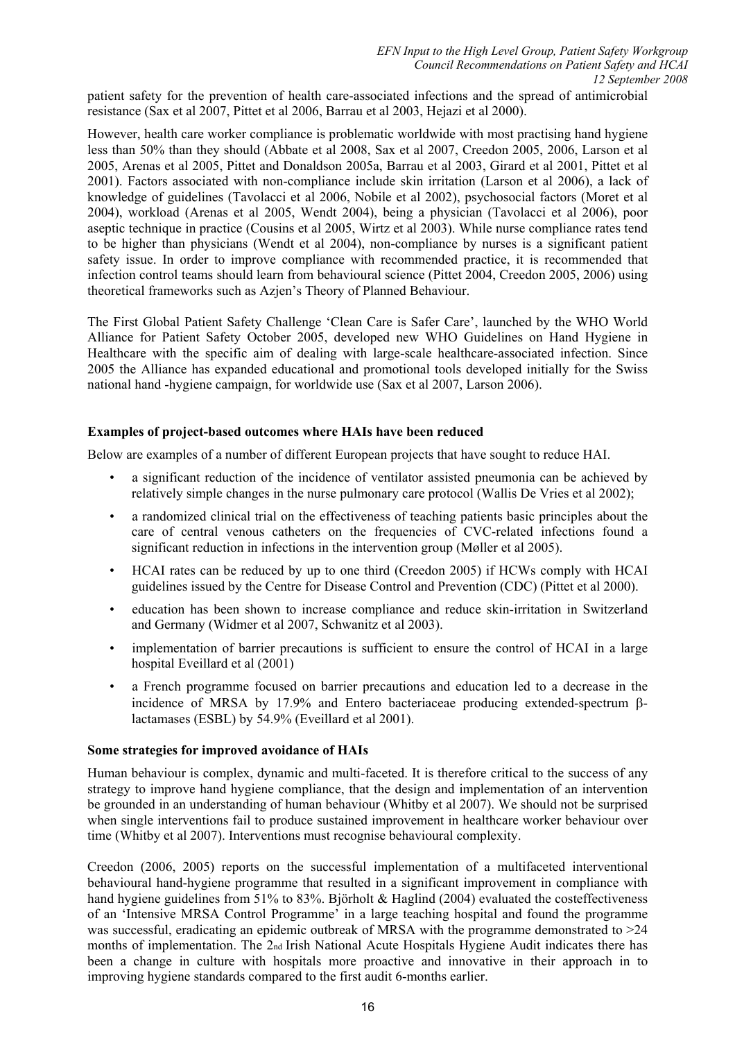patient safety for the prevention of health care-associated infections and the spread of antimicrobial resistance (Sax et al 2007, Pittet et al 2006, Barrau et al 2003, Hejazi et al 2000).

However, health care worker compliance is problematic worldwide with most practising hand hygiene less than 50% than they should (Abbate et al 2008, Sax et al 2007, Creedon 2005, 2006, Larson et al 2005, Arenas et al 2005, Pittet and Donaldson 2005a, Barrau et al 2003, Girard et al 2001, Pittet et al 2001). Factors associated with non-compliance include skin irritation (Larson et al 2006), a lack of knowledge of guidelines (Tavolacci et al 2006, Nobile et al 2002), psychosocial factors (Moret et al 2004), workload (Arenas et al 2005, Wendt 2004), being a physician (Tavolacci et al 2006), poor aseptic technique in practice (Cousins et al 2005, Wirtz et al 2003). While nurse compliance rates tend to be higher than physicians (Wendt et al 2004), non-compliance by nurses is a significant patient safety issue. In order to improve compliance with recommended practice, it is recommended that infection control teams should learn from behavioural science (Pittet 2004, Creedon 2005, 2006) using theoretical frameworks such as Azjen's Theory of Planned Behaviour.

The First Global Patient Safety Challenge 'Clean Care is Safer Care', launched by the WHO World Alliance for Patient Safety October 2005, developed new WHO Guidelines on Hand Hygiene in Healthcare with the specific aim of dealing with large-scale healthcare-associated infection. Since 2005 the Alliance has expanded educational and promotional tools developed initially for the Swiss national hand -hygiene campaign, for worldwide use (Sax et al 2007, Larson 2006).

**Examples of project-based outcomes where HAIs have been reduced**

Below are examples of a number of different European projects that have sought to reduce HAI.

- a significant reduction of the incidence of ventilator assisted pneumonia can be achieved by relatively simple changes in the nurse pulmonary care protocol (Wallis De Vries et al 2002);
- a randomized clinical trial on the effectiveness of teaching patients basic principles about the care of central venous catheters on the frequencies of CVC-related infections found a significant reduction in infections in the intervention group (Møller et al 2005).
- HCAI rates can be reduced by up to one third (Creedon 2005) if HCWs comply with HCAI guidelines issued by the Centre for Disease Control and Prevention (CDC) (Pittet et al 2000).
- education has been shown to increase compliance and reduce skin-irritation in Switzerland and Germany (Widmer et al 2007, Schwanitz et al 2003).
- implementation of barrier precautions is sufficient to ensure the control of HCAI in a large hospital Eveillard et al (2001)
- a French programme focused on barrier precautions and education led to a decrease in the incidence of MRSA by 17.9% and Entero bacteriaceae producing extended-spectrum β-lactamases (ESBL) by 54.9% (Eveillard et al 2001).

**Some strategies for improved avoidance of HAIs**

Human behaviour is complex, dynamic and multi-faceted. It is therefore critical to the success of any strategy to improve hand hygiene compliance, that the design and implementation of an intervention be grounded in an understanding of human behaviour (Whitby et al 2007). We should not be surprised when single interventions fail to produce sustained improvement in healthcare worker behaviour over time (Whitby et al 2007). Interventions must recognise behavioural complexity.

Creedon (2006, 2005) reports on the successful implementation of a multifaceted interventional behavioural hand-hygiene programme that resulted in a significant improvement in compliance with hand hygiene guidelines from 51% to 83%. Björholt & Haglind (2004) evaluated the costeffectiveness of an 'Intensive MRSA Control Programme' in a large teaching hospital and found the programme was successful, eradicating an epidemic outbreak of MRSA with the programme demonstrated to >24 months of implementation. The 2nd Irish National Acute Hospitals Hygiene Audit indicates there has been a change in culture with hospitals more proactive and innovative in their approach in to improving hygiene standards compared to the first audit 6-months earlier.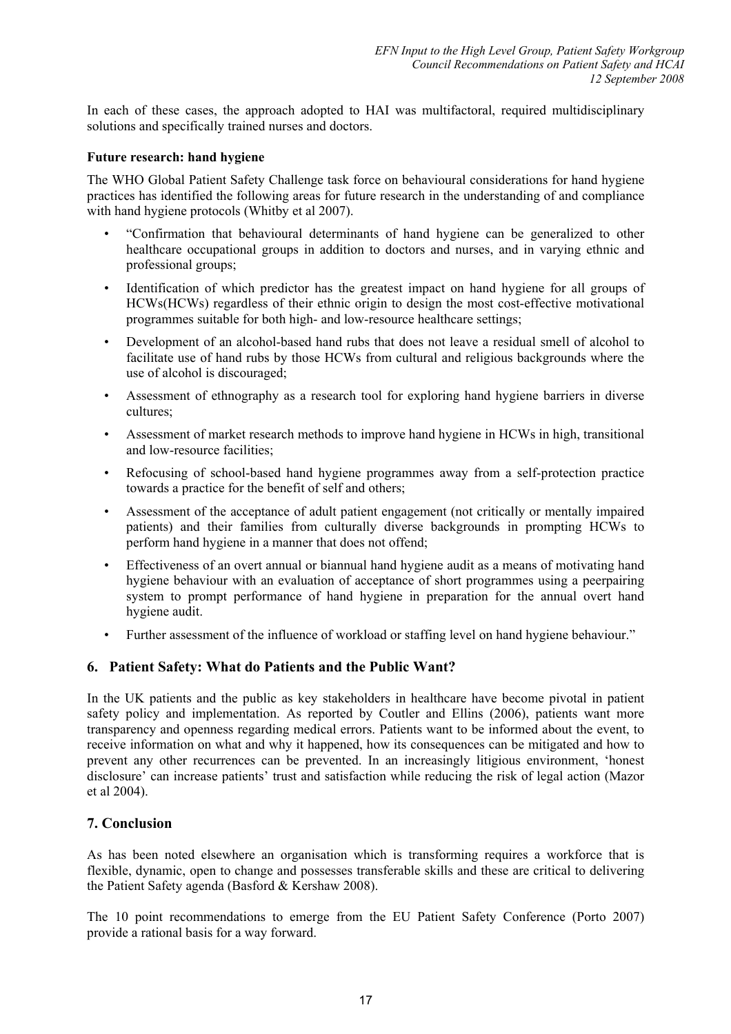In each of these cases, the approach adopted to HAI was multifactoral, required multidisciplinary solutions and specifically trained nurses and doctors.

**Future research: hand hygiene**

The WHO Global Patient Safety Challenge task force on behavioural considerations for hand hygiene practices has identified the following areas for future research in the understanding of and compliance with hand hygiene protocols (Whitby et al 2007).

- "Confirmation that behavioural determinants of hand hygiene can be generalized to other healthcare occupational groups in addition to doctors and nurses, and in varying ethnic and professional groups;
- Identification of which predictor has the greatest impact on hand hygiene for all groups of HCWs(HCWs) regardless of their ethnic origin to design the most cost-effective motivational programmes suitable for both high- and low-resource healthcare settings;
- Development of an alcohol-based hand rubs that does not leave a residual smell of alcohol to facilitate use of hand rubs by those HCWs from cultural and religious backgrounds where the use of alcohol is discouraged;
- Assessment of ethnography as a research tool for exploring hand hygiene barriers in diverse cultures;
- Assessment of market research methods to improve hand hygiene in HCWs in high, transitional and low-resource facilities;
- Refocusing of school-based hand hygiene programmes away from a self-protection practice towards a practice for the benefit of self and others;
- Assessment of the acceptance of adult patient engagement (not critically or mentally impaired patients) and their families from culturally diverse backgrounds in prompting HCWs to perform hand hygiene in a manner that does not offend;
- Effectiveness of an overt annual or biannual hand hygiene audit as a means of motivating hand hygiene behaviour with an evaluation of acceptance of short programmes using a peerpairing system to prompt performance of hand hygiene in preparation for the annual overt hand hygiene audit.
- Further assessment of the influence of workload or staffing level on hand hygiene behaviour."

## 6. Patient Safety: What do Patients and the Public Want?

In the UK patients and the public as key stakeholders in healthcare have become pivotal in patient safety policy and implementation. As reported by Coutler and Ellins (2006), patients want more transparency and openness regarding medical errors. Patients want to be informed about the event, to receive information on what and why it happened, how its consequences can be mitigated and how to prevent any other recurrences can be prevented. In an increasingly litigious environment, 'honest disclosure' can increase patients' trust and satisfaction while reducing the risk of legal action (Mazor et al 2004).

## 7. Conclusion

As has been noted elsewhere an organisation which is transforming requires a workforce that is flexible, dynamic, open to change and possesses transferable skills and these are critical to delivering the Patient Safety agenda (Basford & Kershaw 2008).

The 10 point recommendations to emerge from the EU Patient Safety Conference (Porto 2007) provide a rational basis for a way forward.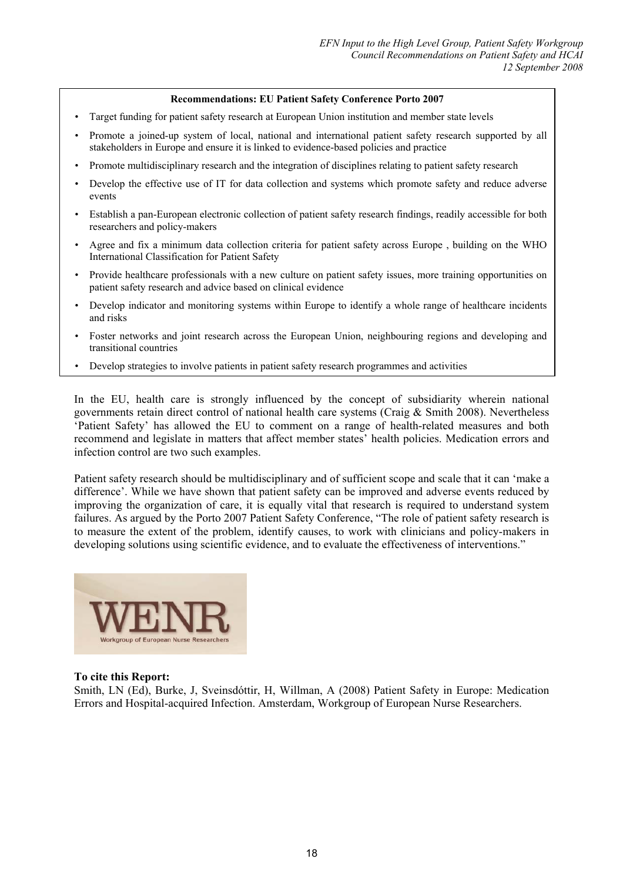**Recommendations: EU Patient Safety Conference Porto 2007**

- Target funding for patient safety research at European Union institution and member state levels
- Promote a joined-up system of local, national and international patient safety research supported by all stakeholders in Europe and ensure it is linked to evidence-based policies and practice
- Promote multidisciplinary research and the integration of disciplines relating to patient safety research
- Develop the effective use of IT for data collection and systems which promote safety and reduce adverse events
- Establish a pan-European electronic collection of patient safety research findings, readily accessible for both researchers and policy-makers
- Agree and fix a minimum data collection criteria for patient safety across Europe , building on the WHO International Classification for Patient Safety
- Provide healthcare professionals with a new culture on patient safety issues, more training opportunities on patient safety research and advice based on clinical evidence
- Develop indicator and monitoring systems within Europe to identify a whole range of healthcare incidents and risks
- Foster networks and joint research across the European Union, neighbouring regions and developing and transitional countries
- Develop strategies to involve patients in patient safety research programmes and activities

In the EU, health care is strongly influenced by the concept of subsidiarity wherein national governments retain direct control of national health care systems (Craig & Smith 2008). Nevertheless 'Patient Safety' has allowed the EU to comment on a range of health-related measures and both recommend and legislate in matters that affect member states' health policies. Medication errors and infection control are two such examples.

Patient safety research should be multidisciplinary and of sufficient scope and scale that it can 'make a difference'. While we have shown that patient safety can be improved and adverse events reduced by improving the organization of care, it is equally vital that research is required to understand system failures. As argued by the Porto 2007 Patient Safety Conference, "The role of patient safety research is to measure the extent of the problem, identify causes, to work with clinicians and policy-makers in developing solutions using scientific evidence, and to evaluate the effectiveness of interventions."

WENR
Workgroup of European Nurse Researchers

**To cite this Report:**
Smith, LN (Ed), Burke, J, Sveinsdóttir, H, Willman, A (2008) Patient Safety in Europe: Medication Errors and Hospital-acquired Infection. Amsterdam, Workgroup of European Nurse Researchers.